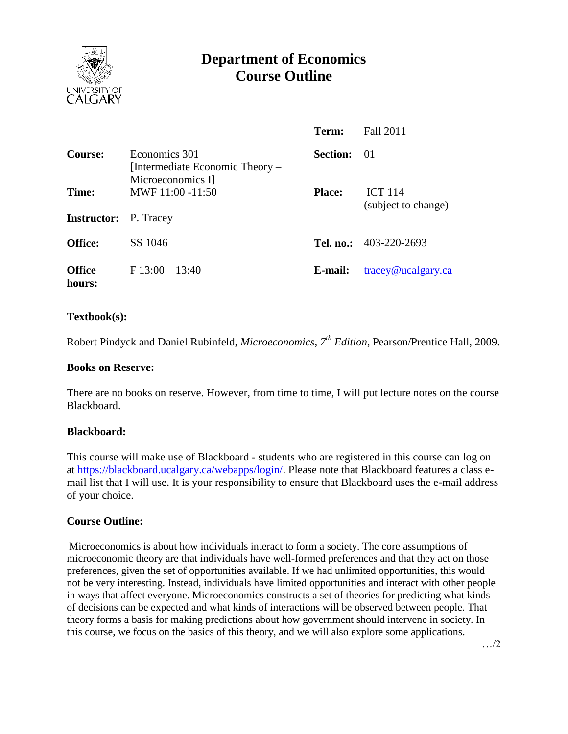# Department of Economics
# Course Outline

| | | | |
|---|---|---|---|
| | | **Term:** | Fall 2011 |
| **Course:** | Economics 301 [Intermediate Economic Theory – Microeconomics I] | **Section:** | 01 |
| **Time:** | MWF 11:00 -11:50 | **Place:** | ICT 114 (subject to change) |
| **Instructor:** | P. Tracey | | |
| **Office:** | SS 1046 | **Tel. no.:** | 403-220-2693 |
| **Office hours:** | F 13:00 – 13:40 | **E-mail:** | tracey@ucalgary.ca |

### Textbook(s):

Robert Pindyck and Daniel Rubinfeld, *Microeconomics, 7th Edition*, Pearson/Prentice Hall, 2009.

### Books on Reserve:

There are no books on reserve. However, from time to time, I will put lecture notes on the course Blackboard.

### Blackboard:

This course will make use of Blackboard - students who are registered in this course can log on at https://blackboard.ucalgary.ca/webapps/login/. Please note that Blackboard features a class e-mail list that I will use. It is your responsibility to ensure that Blackboard uses the e-mail address of your choice.

### Course Outline:

Microeconomics is about how individuals interact to form a society. The core assumptions of microeconomic theory are that individuals have well-formed preferences and that they act on those preferences, given the set of opportunities available. If we had unlimited opportunities, this would not be very interesting. Instead, individuals have limited opportunities and interact with other people in ways that affect everyone. Microeconomics constructs a set of theories for predicting what kinds of decisions can be expected and what kinds of interactions will be observed between people. That theory forms a basis for making predictions about how government should intervene in society. In this course, we focus on the basics of this theory, and we will also explore some applications.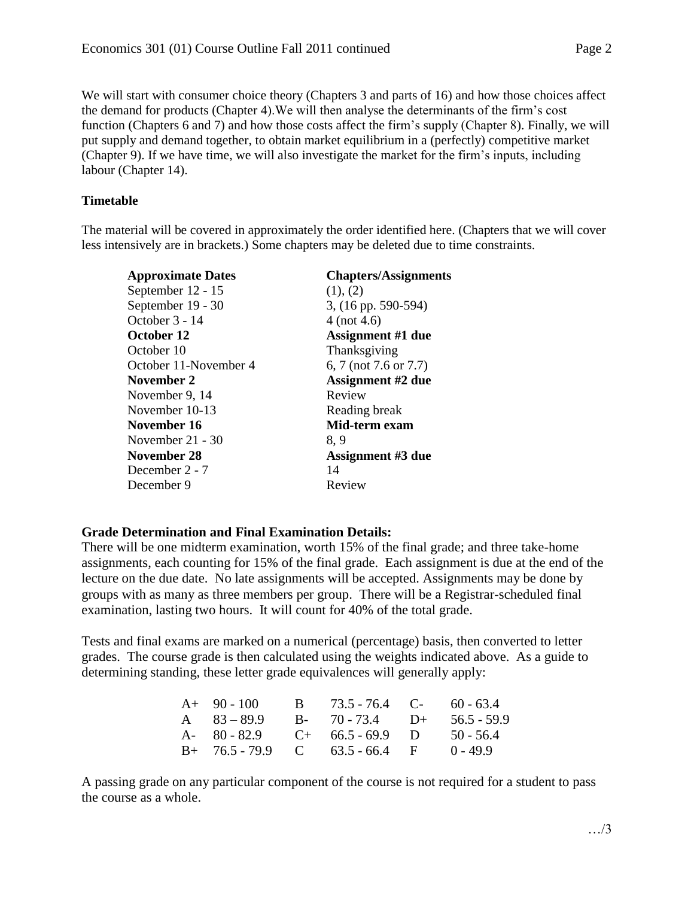We will start with consumer choice theory (Chapters 3 and parts of 16) and how those choices affect the demand for products (Chapter 4).We will then analyse the determinants of the firm's cost function (Chapters 6 and 7) and how those costs affect the firm's supply (Chapter 8). Finally, we will put supply and demand together, to obtain market equilibrium in a (perfectly) competitive market (Chapter 9). If we have time, we will also investigate the market for the firm's inputs, including labour (Chapter 14).

**Timetable**

The material will be covered in approximately the order identified here. (Chapters that we will cover less intensively are in brackets.) Some chapters may be deleted due to time constraints.

| **Approximate Dates** | **Chapters/Assignments** |
|---|---|
| September 12 - 15 | (1), (2) |
| September 19 - 30 | 3, (16 pp. 590-594) |
| October 3 - 14 | 4 (not 4.6) |
| **October 12** | **Assignment #1 due** |
| October 10 | Thanksgiving |
| October 11-November 4 | 6, 7 (not 7.6 or 7.7) |
| **November 2** | **Assignment #2 due** |
| November 9, 14 | Review |
| November 10-13 | Reading break |
| **November 16** | **Mid-term exam** |
| November 21 - 30 | 8, 9 |
| **November 28** | **Assignment #3 due** |
| December 2 - 7 | 14 |
| December 9 | Review |

**Grade Determination and Final Examination Details:**

There will be one midterm examination, worth 15% of the final grade; and three take-home assignments, each counting for 15% of the final grade. Each assignment is due at the end of the lecture on the due date. No late assignments will be accepted. Assignments may be done by groups with as many as three members per group. There will be a Registrar-scheduled final examination, lasting two hours. It will count for 40% of the total grade.

Tests and final exams are marked on a numerical (percentage) basis, then converted to letter grades. The course grade is then calculated using the weights indicated above. As a guide to determining standing, these letter grade equivalences will generally apply:

| | | | | | |
|---|---|---|---|---|---|
| A+ | 90 - 100 | B | 73.5 - 76.4 | C- | 60 - 63.4 |
| A | 83 – 89.9 | B- | 70 - 73.4 | D+ | 56.5 - 59.9 |
| A- | 80 - 82.9 | C+ | 66.5 - 69.9 | D | 50 - 56.4 |
| B+ | 76.5 - 79.9 | C | 63.5 - 66.4 | F | 0 - 49.9 |

A passing grade on any particular component of the course is not required for a student to pass the course as a whole.

…/3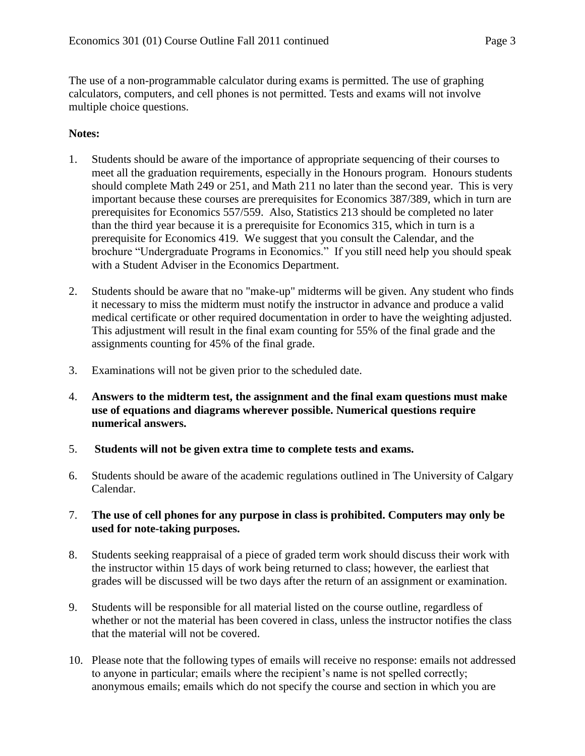The use of a non-programmable calculator during exams is permitted. The use of graphing calculators, computers, and cell phones is not permitted. Tests and exams will not involve multiple choice questions.

**Notes:**

1. Students should be aware of the importance of appropriate sequencing of their courses to meet all the graduation requirements, especially in the Honours program. Honours students should complete Math 249 or 251, and Math 211 no later than the second year. This is very important because these courses are prerequisites for Economics 387/389, which in turn are prerequisites for Economics 557/559. Also, Statistics 213 should be completed no later than the third year because it is a prerequisite for Economics 315, which in turn is a prerequisite for Economics 419. We suggest that you consult the Calendar, and the brochure "Undergraduate Programs in Economics." If you still need help you should speak with a Student Adviser in the Economics Department.

2. Students should be aware that no "make-up" midterms will be given. Any student who finds it necessary to miss the midterm must notify the instructor in advance and produce a valid medical certificate or other required documentation in order to have the weighting adjusted. This adjustment will result in the final exam counting for 55% of the final grade and the assignments counting for 45% of the final grade.

3. Examinations will not be given prior to the scheduled date.

4. **Answers to the midterm test, the assignment and the final exam questions must make use of equations and diagrams wherever possible. Numerical questions require numerical answers.**

5. **Students will not be given extra time to complete tests and exams.**

6. Students should be aware of the academic regulations outlined in The University of Calgary Calendar.

7. **The use of cell phones for any purpose in class is prohibited. Computers may only be used for note-taking purposes.**

8. Students seeking reappraisal of a piece of graded term work should discuss their work with the instructor within 15 days of work being returned to class; however, the earliest that grades will be discussed will be two days after the return of an assignment or examination.

9. Students will be responsible for all material listed on the course outline, regardless of whether or not the material has been covered in class, unless the instructor notifies the class that the material will not be covered.

10. Please note that the following types of emails will receive no response: emails not addressed to anyone in particular; emails where the recipient's name is not spelled correctly; anonymous emails; emails which do not specify the course and section in which you are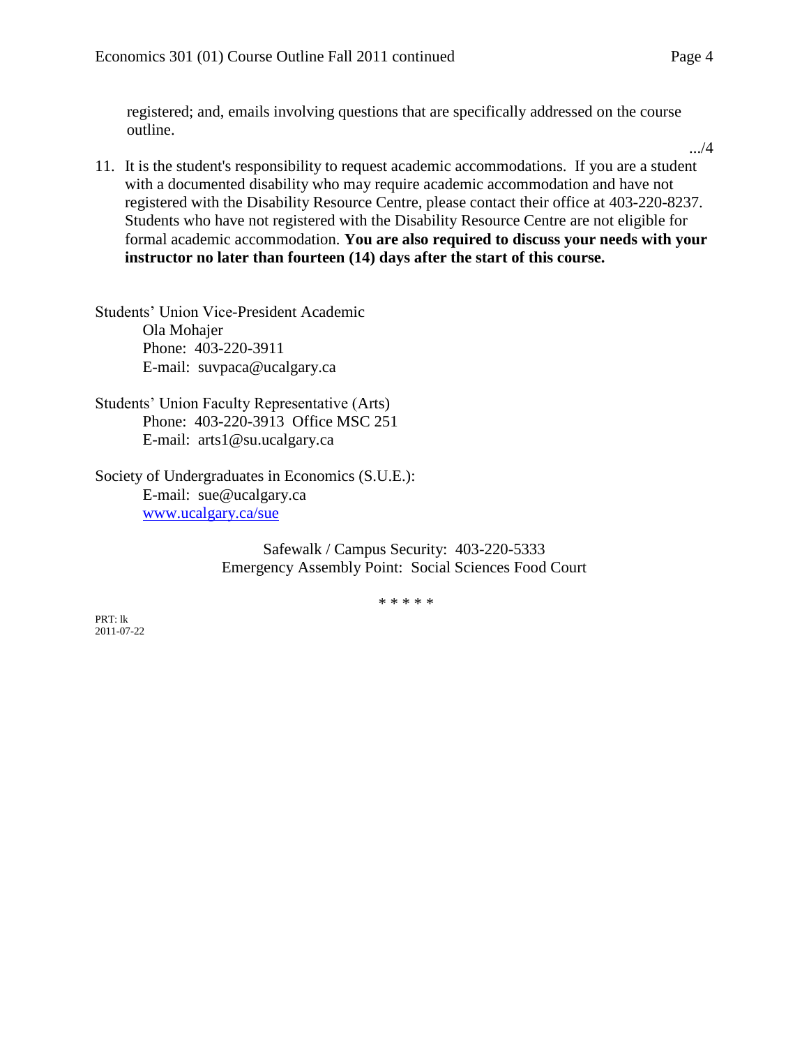registered; and, emails involving questions that are specifically addressed on the course outline.

.../4

11. It is the student's responsibility to request academic accommodations. If you are a student with a documented disability who may require academic accommodation and have not registered with the Disability Resource Centre, please contact their office at 403-220-8237. Students who have not registered with the Disability Resource Centre are not eligible for formal academic accommodation. **You are also required to discuss your needs with your instructor no later than fourteen (14) days after the start of this course.**

Students' Union Vice-President Academic
Ola Mohajer
Phone: 403-220-3911
E-mail: suvpaca@ucalgary.ca

Students' Union Faculty Representative (Arts)
Phone: 403-220-3913 Office MSC 251
E-mail: arts1@su.ucalgary.ca

Society of Undergraduates in Economics (S.U.E.):
E-mail: sue@ucalgary.ca
www.ucalgary.ca/sue

Safewalk / Campus Security: 403-220-5333
Emergency Assembly Point: Social Sciences Food Court

* * * * *

PRT: lk
2011-07-22